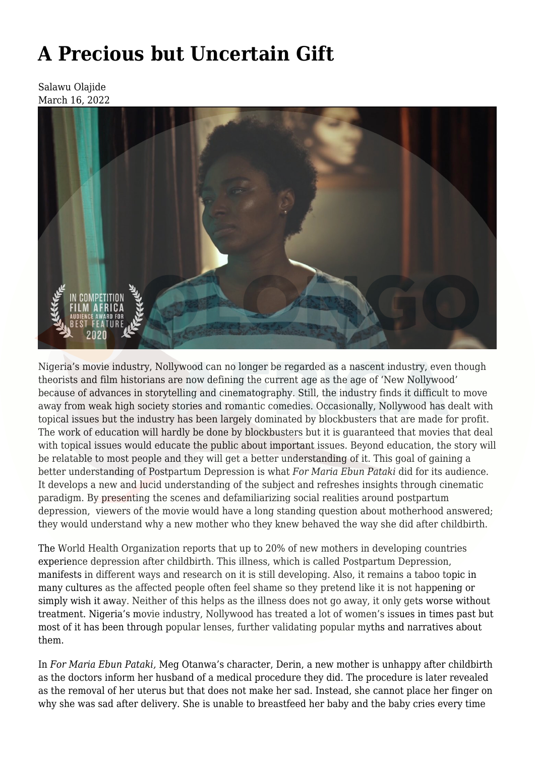# A Precious but Uncertain Gift

Salawu Olajide
March 16, 2022

Nigeria's movie industry, Nollywood can no longer be regarded as a nascent industry, even though theorists and film historians are now defining the current age as the age of 'New Nollywood' because of advances in storytelling and cinematography. Still, the industry finds it difficult to move away from weak high society stories and romantic comedies. Occasionally, Nollywood has dealt with topical issues but the industry has been largely dominated by blockbusters that are made for profit. The work of education will hardly be done by blockbusters but it is guaranteed that movies that deal with topical issues would educate the public about important issues. Beyond education, the story will be relatable to most people and they will get a better understanding of it. This goal of gaining a better understanding of Postpartum Depression is what *For Maria Ebun Pataki* did for its audience. It develops a new and lucid understanding of the subject and refreshes insights through cinematic paradigm. By presenting the scenes and defamiliarizing social realities around postpartum depression, viewers of the movie would have a long standing question about motherhood answered; they would understand why a new mother who they knew behaved the way she did after childbirth.

The World Health Organization reports that up to 20% of new mothers in developing countries experience depression after childbirth. This illness, which is called Postpartum Depression, manifests in different ways and research on it is still developing. Also, it remains a taboo topic in many cultures as the affected people often feel shame so they pretend like it is not happening or simply wish it away. Neither of this helps as the illness does not go away, it only gets worse without treatment. Nigeria's movie industry, Nollywood has treated a lot of women's issues in times past but most of it has been through popular lenses, further validating popular myths and narratives about them.

In *For Maria Ebun Pataki*, Meg Otanwa's character, Derin, a new mother is unhappy after childbirth as the doctors inform her husband of a medical procedure they did. The procedure is later revealed as the removal of her uterus but that does not make her sad. Instead, she cannot place her finger on why she was sad after delivery. She is unable to breastfeed her baby and the baby cries every time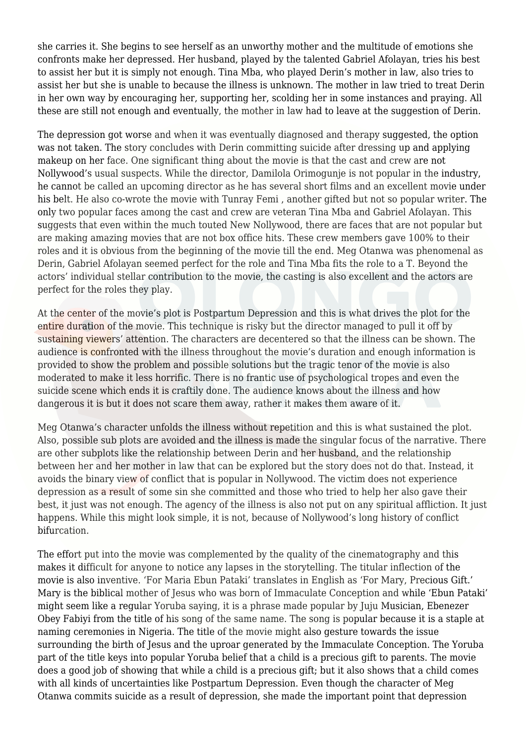she carries it. She begins to see herself as an unworthy mother and the multitude of emotions she confronts make her depressed. Her husband, played by the talented Gabriel Afolayan, tries his best to assist her but it is simply not enough. Tina Mba, who played Derin's mother in law, also tries to assist her but she is unable to because the illness is unknown. The mother in law tried to treat Derin in her own way by encouraging her, supporting her, scolding her in some instances and praying. All these are still not enough and eventually, the mother in law had to leave at the suggestion of Derin.

The depression got worse and when it was eventually diagnosed and therapy suggested, the option was not taken. The story concludes with Derin committing suicide after dressing up and applying makeup on her face. One significant thing about the movie is that the cast and crew are not Nollywood's usual suspects. While the director, Damilola Orimogunje is not popular in the industry, he cannot be called an upcoming director as he has several short films and an excellent movie under his belt. He also co-wrote the movie with Tunray Femi , another gifted but not so popular writer. The only two popular faces among the cast and crew are veteran Tina Mba and Gabriel Afolayan. This suggests that even within the much touted New Nollywood, there are faces that are not popular but are making amazing movies that are not box office hits. These crew members gave 100% to their roles and it is obvious from the beginning of the movie till the end. Meg Otanwa was phenomenal as Derin, Gabriel Afolayan seemed perfect for the role and Tina Mba fits the role to a T. Beyond the actors' individual stellar contribution to the movie, the casting is also excellent and the actors are perfect for the roles they play.

At the center of the movie's plot is Postpartum Depression and this is what drives the plot for the entire duration of the movie. This technique is risky but the director managed to pull it off by sustaining viewers' attention. The characters are decentered so that the illness can be shown. The audience is confronted with the illness throughout the movie's duration and enough information is provided to show the problem and possible solutions but the tragic tenor of the movie is also moderated to make it less horrific. There is no frantic use of psychological tropes and even the suicide scene which ends it is craftily done. The audience knows about the illness and how dangerous it is but it does not scare them away, rather it makes them aware of it.

Meg Otanwa's character unfolds the illness without repetition and this is what sustained the plot. Also, possible sub plots are avoided and the illness is made the singular focus of the narrative. There are other subplots like the relationship between Derin and her husband, and the relationship between her and her mother in law that can be explored but the story does not do that. Instead, it avoids the binary view of conflict that is popular in Nollywood. The victim does not experience depression as a result of some sin she committed and those who tried to help her also gave their best, it just was not enough. The agency of the illness is also not put on any spiritual affliction. It just happens. While this might look simple, it is not, because of Nollywood's long history of conflict bifurcation.

The effort put into the movie was complemented by the quality of the cinematography and this makes it difficult for anyone to notice any lapses in the storytelling. The titular inflection of the movie is also inventive. 'For Maria Ebun Pataki' translates in English as 'For Mary, Precious Gift.' Mary is the biblical mother of Jesus who was born of Immaculate Conception and while 'Ebun Pataki' might seem like a regular Yoruba saying, it is a phrase made popular by Juju Musician, Ebenezer Obey Fabiyi from the title of his song of the same name. The song is popular because it is a staple at naming ceremonies in Nigeria. The title of the movie might also gesture towards the issue surrounding the birth of Jesus and the uproar generated by the Immaculate Conception. The Yoruba part of the title keys into popular Yoruba belief that a child is a precious gift to parents. The movie does a good job of showing that while a child is a precious gift; but it also shows that a child comes with all kinds of uncertainties like Postpartum Depression. Even though the character of Meg Otanwa commits suicide as a result of depression, she made the important point that depression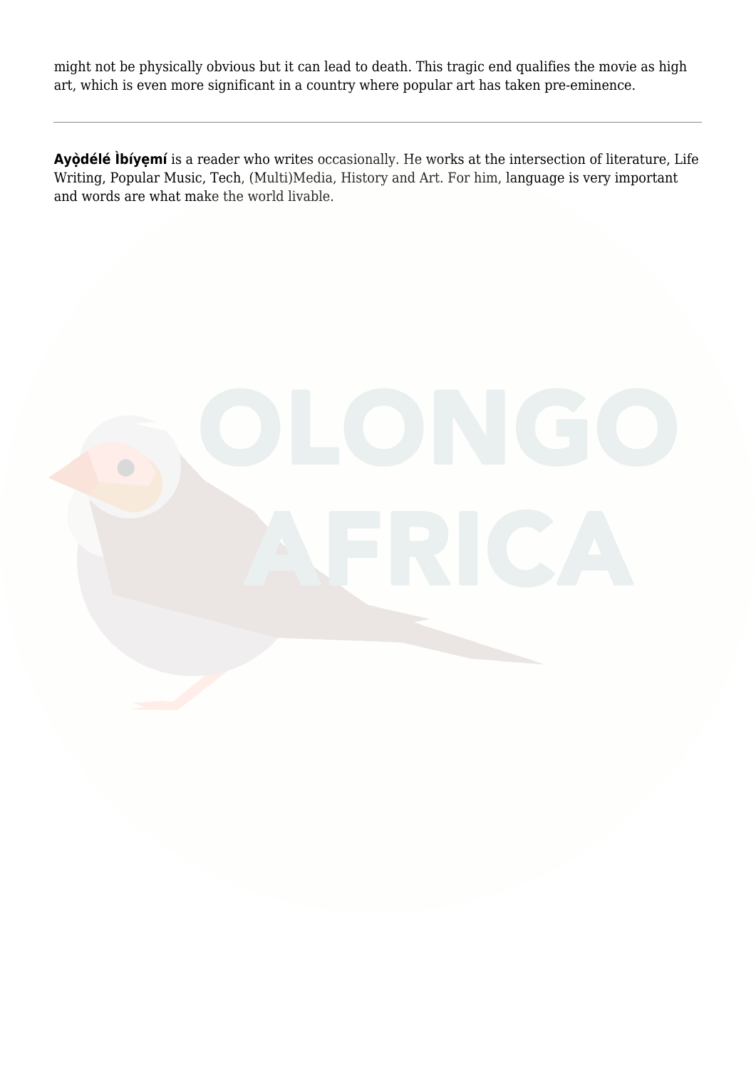might not be physically obvious but it can lead to death. This tragic end qualifies the movie as high art, which is even more significant in a country where popular art has taken pre-eminence.

---

**Ayọ̀délé Ìbíyẹmí** is a reader who writes occasionally. He works at the intersection of literature, Life Writing, Popular Music, Tech, (Multi)Media, History and Art. For him, language is very important and words are what make the world livable.